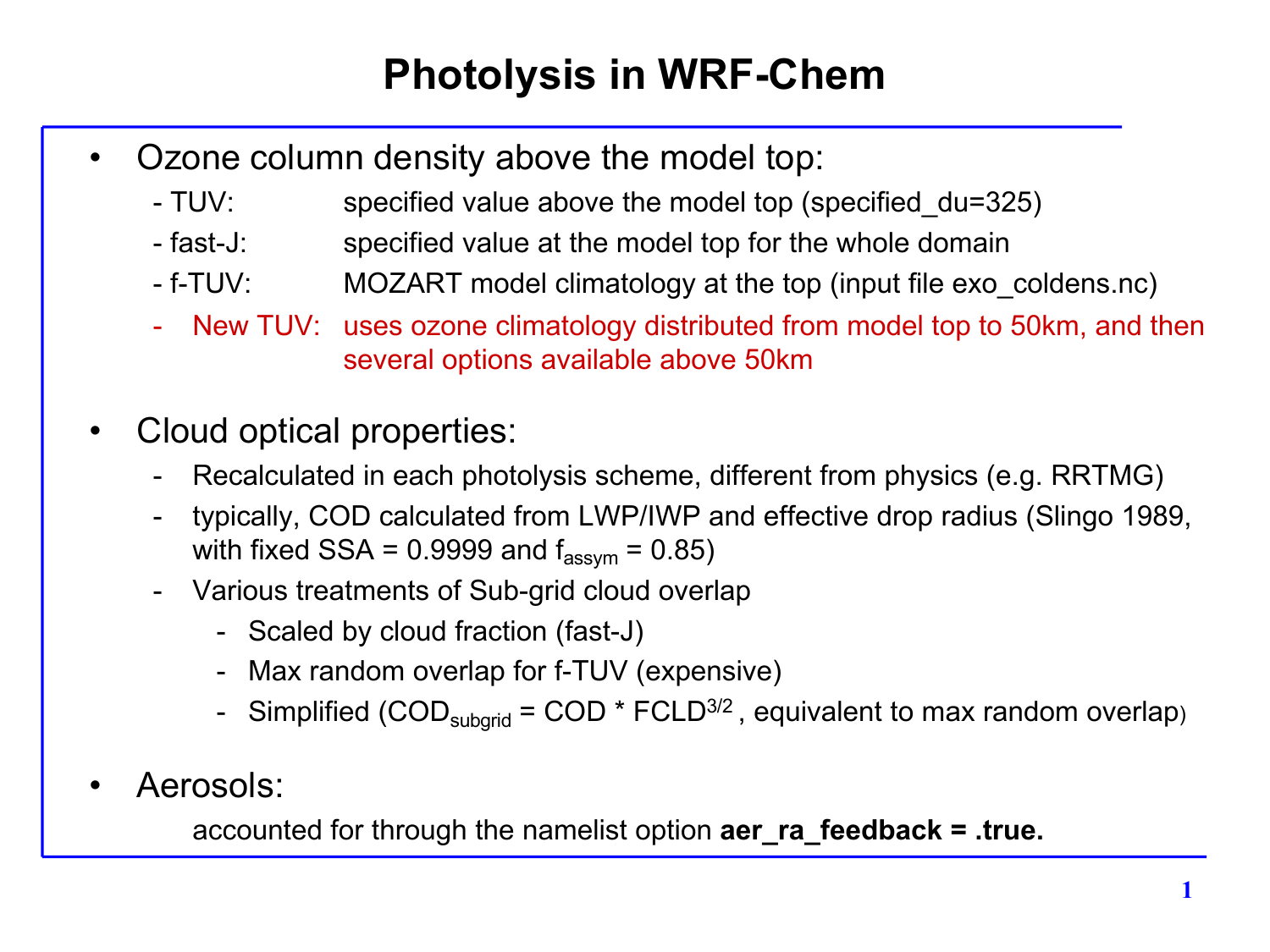# Photolysis in WRF-Chem

- Ozone column density above the model top:
  - TUV: specified value above the model top (specified_du=325)
  - fast-J: specified value at the model top for the whole domain
  - f-TUV: MOZART model climatology at the top (input file exo_coldens.nc)
  - New TUV: uses ozone climatology distributed from model top to 50km, and then several options available above 50km

- Cloud optical properties:
  - Recalculated in each photolysis scheme, different from physics (e.g. RRTMG)
  - typically, COD calculated from LWP/IWP and effective drop radius (Slingo 1989, with fixed SSA = 0.9999 and $f_{assym}$ = 0.85)
  - Various treatments of Sub-grid cloud overlap
    - Scaled by cloud fraction (fast-J)
    - Max random overlap for f-TUV (expensive)
    - Simplified ($COD_{subgrid} = COD * FCLD^{3/2}$ , equivalent to max random overlap)

- Aerosols:

  accounted for through the namelist option **aer_ra_feedback = .true.**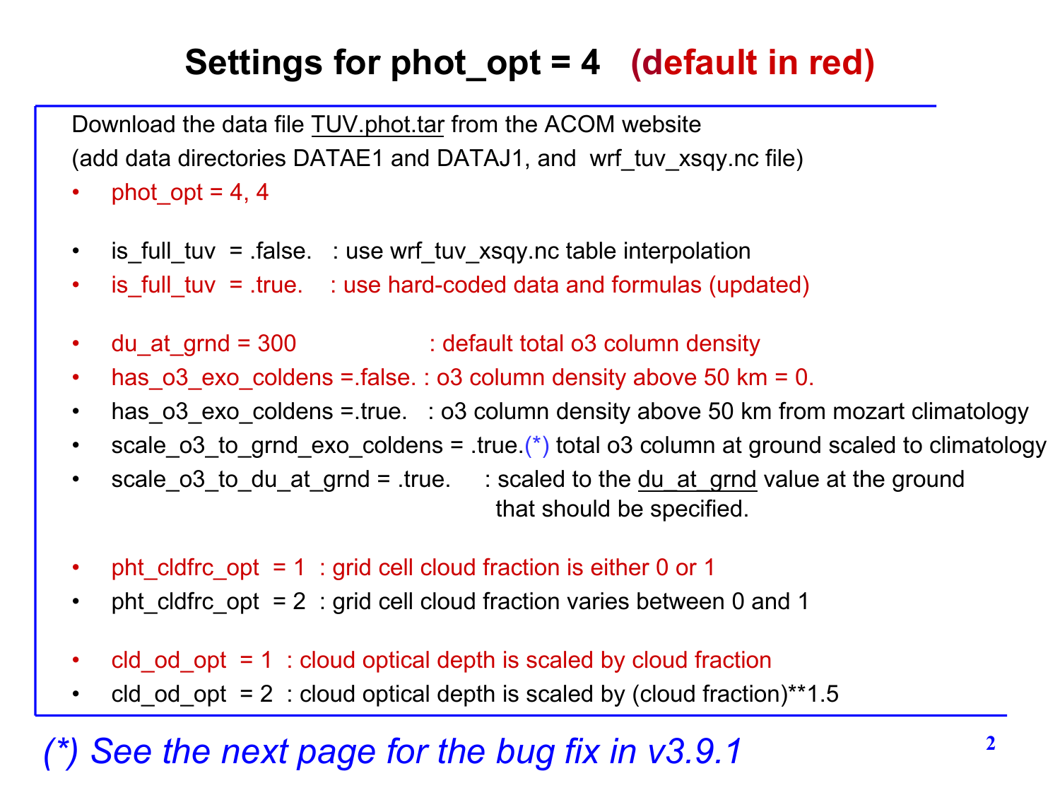# Settings for phot_opt = 4 (default in red)

Download the data file TUV.phot.tar from the ACOM website
(add data directories DATAE1 and DATAJ1, and wrf_tuv_xsqy.nc file)

- phot_opt = 4, 4

- is_full_tuv = .false. : use wrf_tuv_xsqy.nc table interpolation
- is_full_tuv = .true. : use hard-coded data and formulas (updated)

- du_at_grnd = 300 : default total o3 column density
- has_o3_exo_coldens =.false. : o3 column density above 50 km = 0.
- has_o3_exo_coldens =.true. : o3 column density above 50 km from mozart climatology
- scale_o3_to_grnd_exo_coldens = .true.(*) total o3 column at ground scaled to climatology
- scale_o3_to_du_at_grnd = .true. : scaled to the du_at_grnd value at the ground that should be specified.

- pht_cldfrc_opt = 1 : grid cell cloud fraction is either 0 or 1
- pht_cldfrc_opt = 2 : grid cell cloud fraction varies between 0 and 1

- cld_od_opt = 1 : cloud optical depth is scaled by cloud fraction
- cld_od_opt = 2 : cloud optical depth is scaled by (cloud fraction)**1.5

*(*) See the next page for the bug fix in v3.9.1*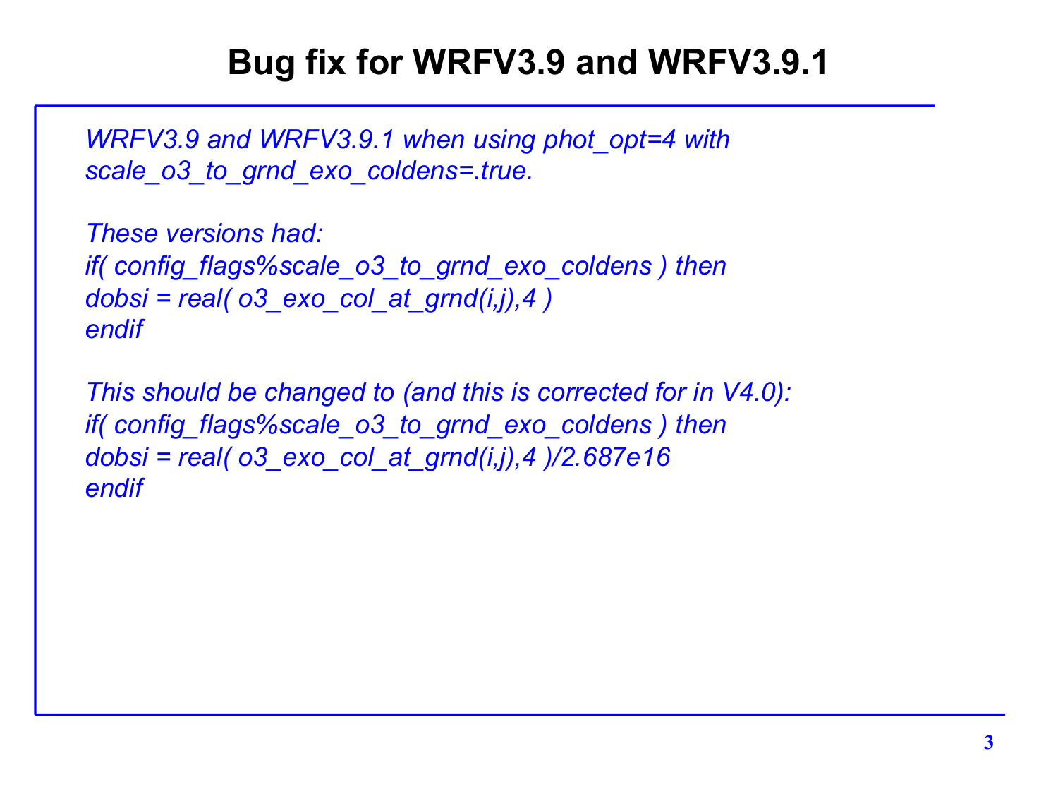# Bug fix for WRFV3.9 and WRFV3.9.1

*WRFV3.9 and WRFV3.9.1 when using phot_opt=4 with scale_o3_to_grnd_exo_coldens=.true.*

*These versions had:*

```
if( config_flags%scale_o3_to_grnd_exo_coldens ) then
dobsi = real( o3_exo_col_at_grnd(i,j),4 )
endif
```

*This should be changed to (and this is corrected for in V4.0):*

```
if( config_flags%scale_o3_to_grnd_exo_coldens ) then
dobsi = real( o3_exo_col_at_grnd(i,j),4 )/2.687e16
endif
```